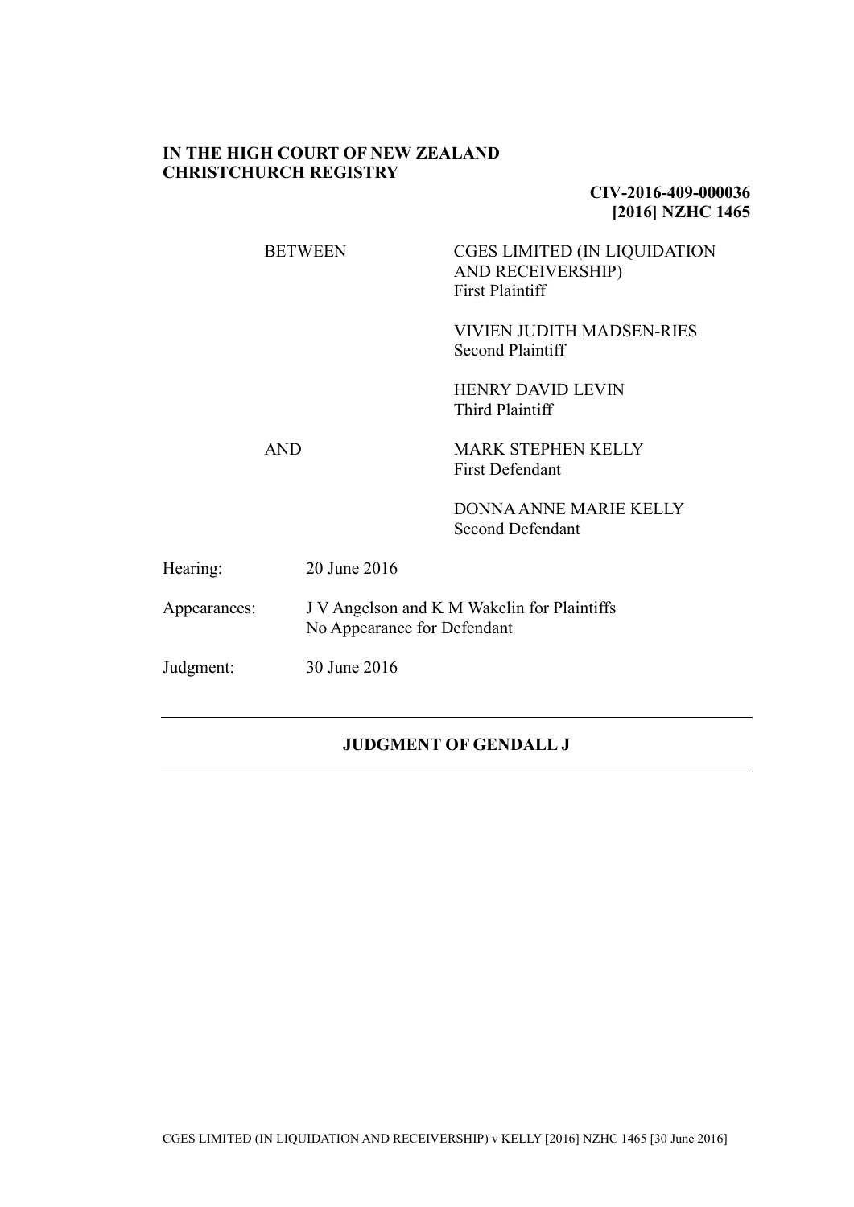**IN THE HIGH COURT OF NEW ZEALAND**
**CHRISTCHURCH REGISTRY**

**CIV-2016-409-000036**
**[2016] NZHC 1465**

| | |
|---|---|
| BETWEEN | CGES LIMITED (IN LIQUIDATION AND RECEIVERSHIP)<br>First Plaintiff |
| | VIVIEN JUDITH MADSEN-RIES<br>Second Plaintiff |
| | HENRY DAVID LEVIN<br>Third Plaintiff |
| AND | MARK STEPHEN KELLY<br>First Defendant |
| | DONNA ANNE MARIE KELLY<br>Second Defendant |

| | |
|---|---|
| Hearing: | 20 June 2016 |
| Appearances: | J V Angelson and K M Wakelin for Plaintiffs<br>No Appearance for Defendant |
| Judgment: | 30 June 2016 |

---

**JUDGMENT OF GENDALL J**

---

CGES LIMITED (IN LIQUIDATION AND RECEIVERSHIP) v KELLY [2016] NZHC 1465 [30 June 2016]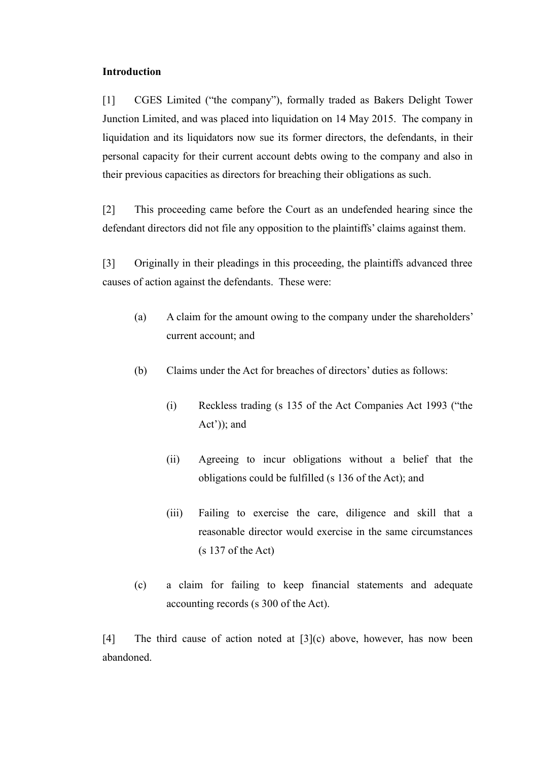**Introduction**

[1] CGES Limited ("the company"), formally traded as Bakers Delight Tower Junction Limited, and was placed into liquidation on 14 May 2015. The company in liquidation and its liquidators now sue its former directors, the defendants, in their personal capacity for their current account debts owing to the company and also in their previous capacities as directors for breaching their obligations as such.

[2] This proceeding came before the Court as an undefended hearing since the defendant directors did not file any opposition to the plaintiffs' claims against them.

[3] Originally in their pleadings in this proceeding, the plaintiffs advanced three causes of action against the defendants. These were:

- (a) A claim for the amount owing to the company under the shareholders' current account; and
- (b) Claims under the Act for breaches of directors' duties as follows:
  - (i) Reckless trading (s 135 of the Act Companies Act 1993 ("the Act')); and
  - (ii) Agreeing to incur obligations without a belief that the obligations could be fulfilled (s 136 of the Act); and
  - (iii) Failing to exercise the care, diligence and skill that a reasonable director would exercise in the same circumstances (s 137 of the Act)
- (c) a claim for failing to keep financial statements and adequate accounting records (s 300 of the Act).

[4] The third cause of action noted at [3](c) above, however, has now been abandoned.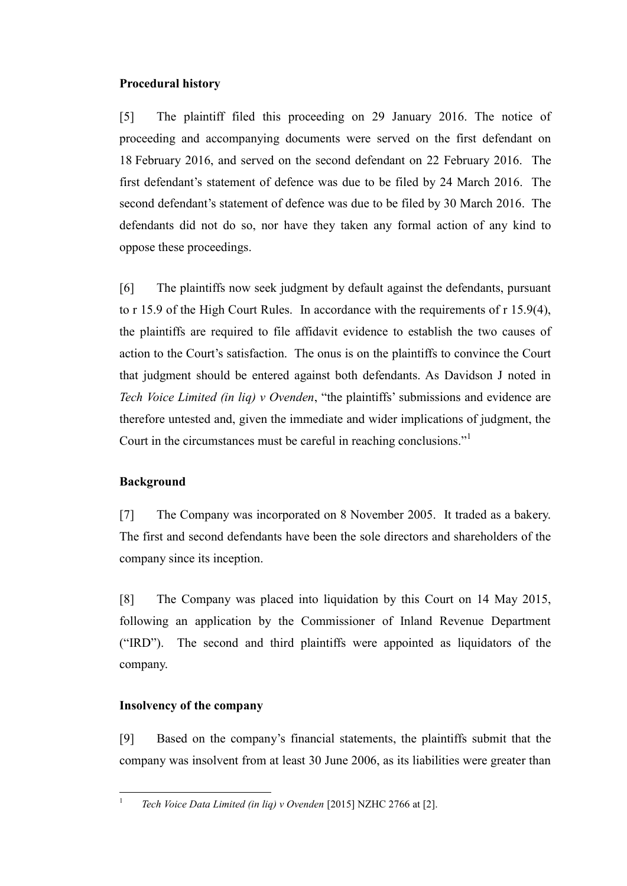**Procedural history**

[5] The plaintiff filed this proceeding on 29 January 2016. The notice of proceeding and accompanying documents were served on the first defendant on 18 February 2016, and served on the second defendant on 22 February 2016. The first defendant's statement of defence was due to be filed by 24 March 2016. The second defendant's statement of defence was due to be filed by 30 March 2016. The defendants did not do so, nor have they taken any formal action of any kind to oppose these proceedings.

[6] The plaintiffs now seek judgment by default against the defendants, pursuant to r 15.9 of the High Court Rules. In accordance with the requirements of r 15.9(4), the plaintiffs are required to file affidavit evidence to establish the two causes of action to the Court's satisfaction. The onus is on the plaintiffs to convince the Court that judgment should be entered against both defendants. As Davidson J noted in *Tech Voice Limited (in liq) v Ovenden*, "the plaintiffs' submissions and evidence are therefore untested and, given the immediate and wider implications of judgment, the Court in the circumstances must be careful in reaching conclusions."[1]

**Background**

[7] The Company was incorporated on 8 November 2005. It traded as a bakery. The first and second defendants have been the sole directors and shareholders of the company since its inception.

[8] The Company was placed into liquidation by this Court on 14 May 2015, following an application by the Commissioner of Inland Revenue Department ("IRD"). The second and third plaintiffs were appointed as liquidators of the company.

**Insolvency of the company**

[9] Based on the company's financial statements, the plaintiffs submit that the company was insolvent from at least 30 June 2006, as its liabilities were greater than

[1] *Tech Voice Data Limited (in liq) v Ovenden* [2015] NZHC 2766 at [2].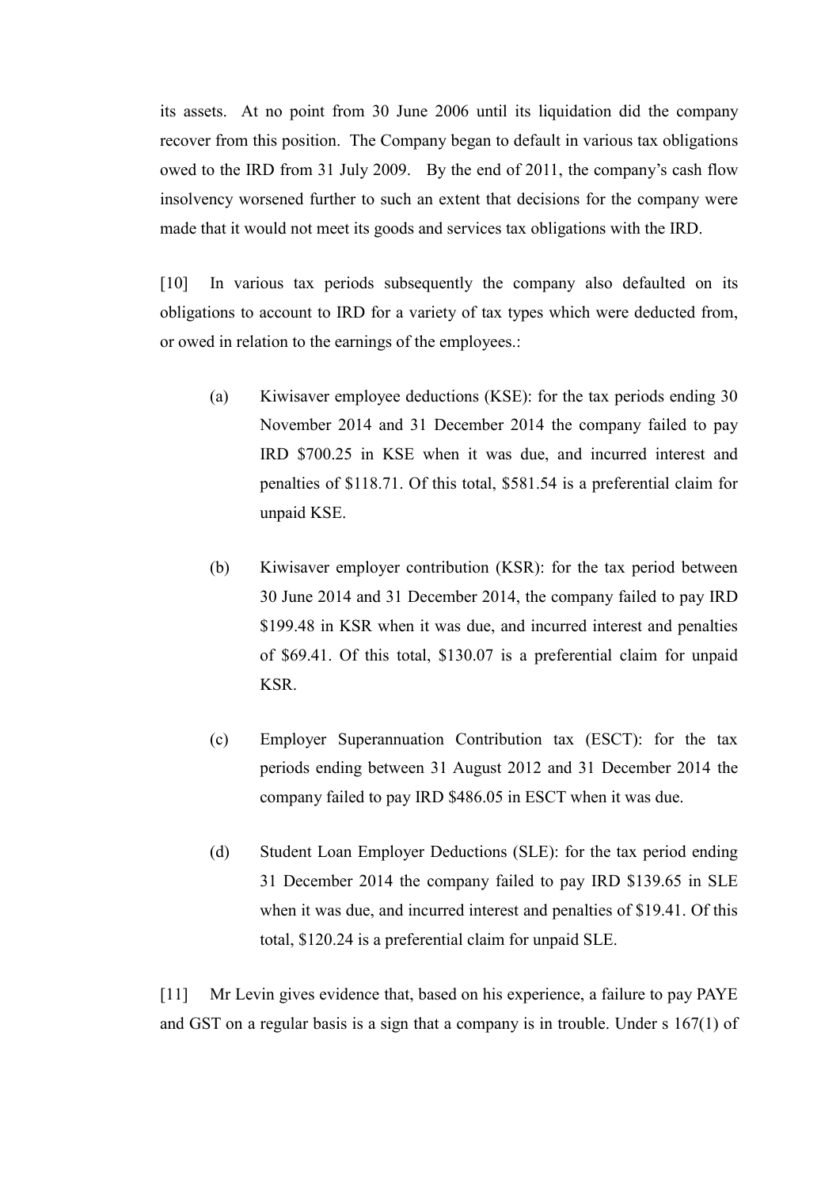its assets. At no point from 30 June 2006 until its liquidation did the company recover from this position. The Company began to default in various tax obligations owed to the IRD from 31 July 2009. By the end of 2011, the company's cash flow insolvency worsened further to such an extent that decisions for the company were made that it would not meet its goods and services tax obligations with the IRD.

[10] In various tax periods subsequently the company also defaulted on its obligations to account to IRD for a variety of tax types which were deducted from, or owed in relation to the earnings of the employees.:

(a) Kiwisaver employee deductions (KSE): for the tax periods ending 30 November 2014 and 31 December 2014 the company failed to pay IRD $700.25 in KSE when it was due, and incurred interest and penalties of $118.71. Of this total, $581.54 is a preferential claim for unpaid KSE.

(b) Kiwisaver employer contribution (KSR): for the tax period between 30 June 2014 and 31 December 2014, the company failed to pay IRD $199.48 in KSR when it was due, and incurred interest and penalties of $69.41. Of this total, 130.07 is a preferential claim for unpaid KSR.

(c) Employer Superannuation Contribution tax (ESCT): for the tax periods ending between 31 August 2012 and 31 December 2014 the company failed to pay IRD $486.05 in ESCT when it was due.

(d) Student Loan Employer Deductions (SLE): for the tax period ending 31 December 2014 the company failed to pay IRD $139.65 in SLE when it was due, and incurred interest and penalties of $19.41. Of this total, $120.24 is a preferential claim for unpaid SLE.

[11] Mr Levin gives evidence that, based on his experience, a failure to pay PAYE and GST on a regular basis is a sign that a company is in trouble. Under s 167(1) of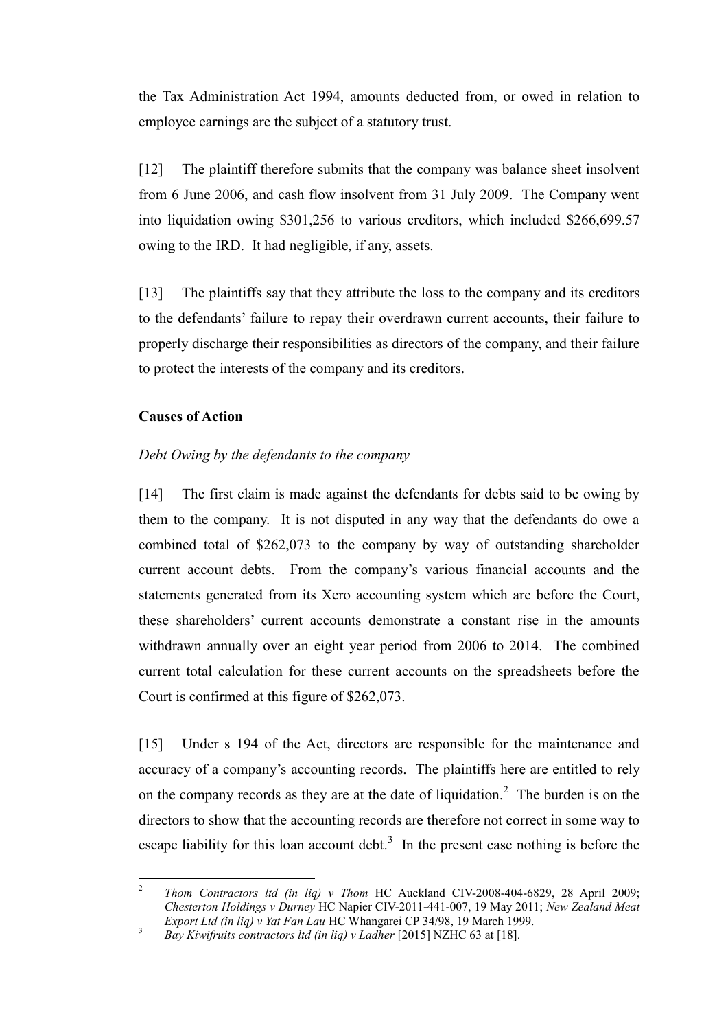the Tax Administration Act 1994, amounts deducted from, or owed in relation to employee earnings are the subject of a statutory trust.

[12] The plaintiff therefore submits that the company was balance sheet insolvent from 6 June 2006, and cash flow insolvent from 31 July 2009. The Company went into liquidation owing $301,256 to various creditors, which included $266,699.57 owing to the IRD. It had negligible, if any, assets.

[13] The plaintiffs say that they attribute the loss to the company and its creditors to the defendants' failure to repay their overdrawn current accounts, their failure to properly discharge their responsibilities as directors of the company, and their failure to protect the interests of the company and its creditors.

**Causes of Action**

*Debt Owing by the defendants to the company*

[14] The first claim is made against the defendants for debts said to be owing by them to the company. It is not disputed in any way that the defendants do owe a combined total of $262,073 to the company by way of outstanding shareholder current account debts. From the company's various financial accounts and the statements generated from its Xero accounting system which are before the Court, these shareholders' current accounts demonstrate a constant rise in the amounts withdrawn annually over an eight year period from 2006 to 2014. The combined current total calculation for these current accounts on the spreadsheets before the Court is confirmed at this figure of $262,073.

[15] Under s 194 of the Act, directors are responsible for the maintenance and accuracy of a company's accounting records. The plaintiffs here are entitled to rely on the company records as they are at the date of liquidation.[2] The burden is on the directors to show that the accounting records are therefore not correct in some way to escape liability for this loan account debt.[3] In the present case nothing is before the

---

[2] *Thom Contractors ltd (in liq) v Thom* HC Auckland CIV-2008-404-6829, 28 April 2009; *Chesterton Holdings v Durney* HC Napier CIV-2011-441-007, 19 May 2011; *New Zealand Meat Export Ltd (in liq) v Yat Fan Lau* HC Whangarei CP 34/98, 19 March 1999.

[3] *Bay Kiwifruits contractors ltd (in liq) v Ladher* [2015] NZHC 63 at [18].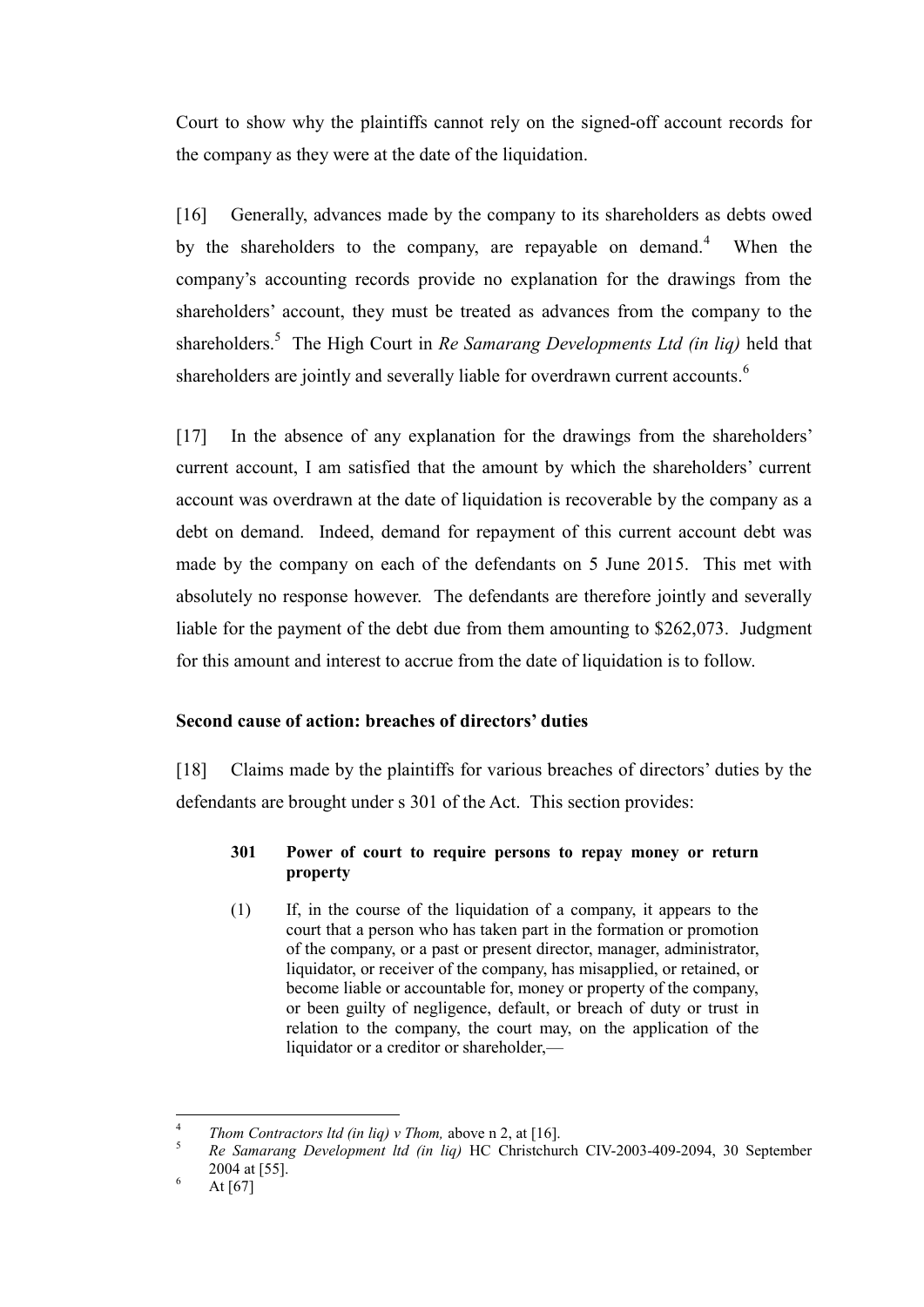Court to show why the plaintiffs cannot rely on the signed-off account records for the company as they were at the date of the liquidation.

[16] Generally, advances made by the company to its shareholders as debts owed by the shareholders to the company, are repayable on demand.[4] When the company's accounting records provide no explanation for the drawings from the shareholders' account, they must be treated as advances from the company to the shareholders.[5] The High Court in *Re Samarang Developments Ltd (in liq)* held that shareholders are jointly and severally liable for overdrawn current accounts.[6]

[17] In the absence of any explanation for the drawings from the shareholders' current account, I am satisfied that the amount by which the shareholders' current account was overdrawn at the date of liquidation is recoverable by the company as a debt on demand. Indeed, demand for repayment of this current account debt was made by the company on each of the defendants on 5 June 2015. This met with absolutely no response however. The defendants are therefore jointly and severally liable for the payment of the debt due from them amounting to $262,073. Judgment for this amount and interest to accrue from the date of liquidation is to follow.

### Second cause of action: breaches of directors' duties

[18] Claims made by the plaintiffs for various breaches of directors' duties by the defendants are brought under s 301 of the Act. This section provides:

> **301 Power of court to require persons to repay money or return property**
>
> (1) If, in the course of the liquidation of a company, it appears to the court that a person who has taken part in the formation or promotion of the company, or a past or present director, manager, administrator, liquidator, or receiver of the company, has misapplied, or retained, or become liable or accountable for, money or property of the company, or been guilty of negligence, default, or breach of duty or trust in relation to the company, the court may, on the application of the liquidator or a creditor or shareholder,—

---

[4] *Thom Contractors ltd (in liq) v Thom,* above n 2, at [16].

[5] *Re Samarang Development ltd (in liq)* HC Christchurch CIV-2003-409-2094, 30 September 2004 at [55].

[6] At [67]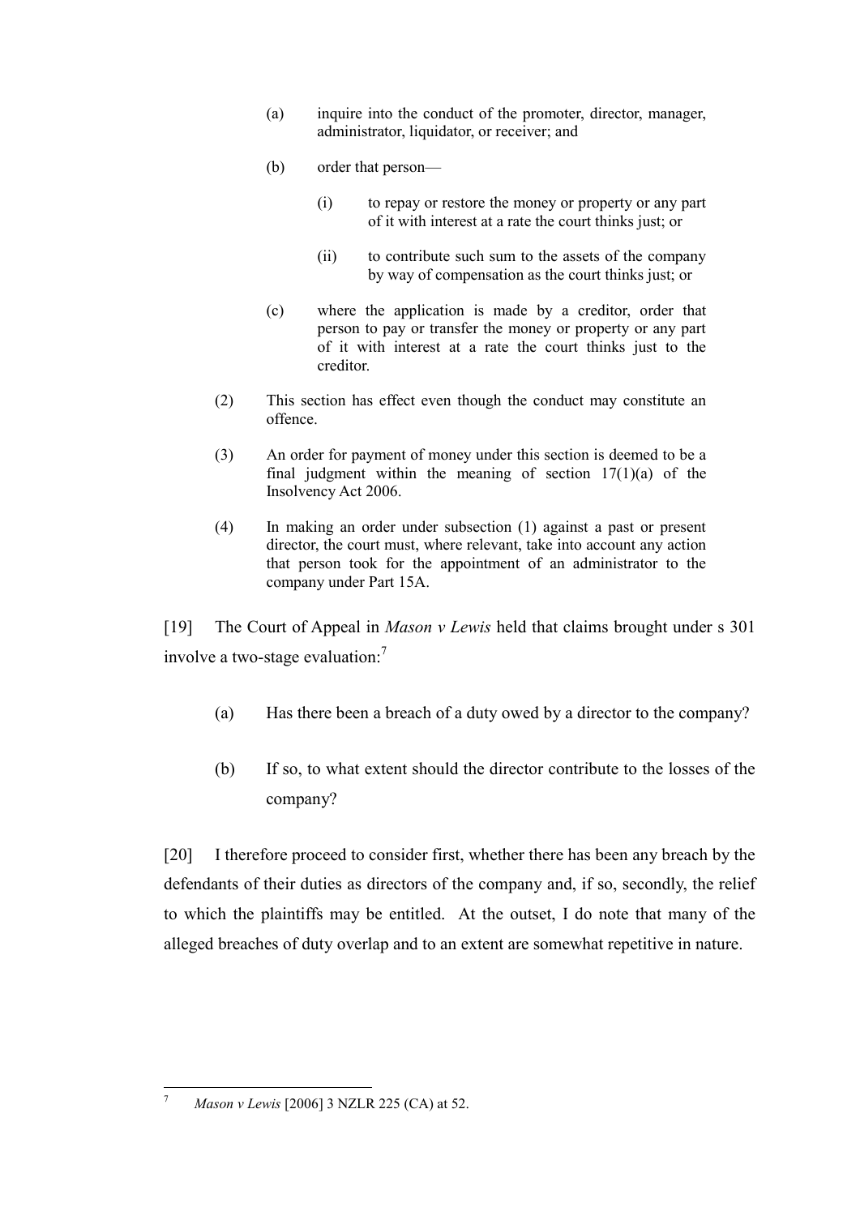(a) inquire into the conduct of the promoter, director, manager, administrator, liquidator, or receiver; and

(b) order that person—

(i) to repay or restore the money or property or any part of it with interest at a rate the court thinks just; or

(ii) to contribute such sum to the assets of the company by way of compensation as the court thinks just; or

(c) where the application is made by a creditor, order that person to pay or transfer the money or property or any part of it with interest at a rate the court thinks just to the creditor.

(2) This section has effect even though the conduct may constitute an offence.

(3) An order for payment of money under this section is deemed to be a final judgment within the meaning of section 17(1)(a) of the Insolvency Act 2006.

(4) In making an order under subsection (1) against a past or present director, the court must, where relevant, take into account any action that person took for the appointment of an administrator to the company under Part 15A.

[19] The Court of Appeal in *Mason v Lewis* held that claims brought under s 301 involve a two-stage evaluation:[7]

(a) Has there been a breach of a duty owed by a director to the company?

(b) If so, to what extent should the director contribute to the losses of the company?

[20] I therefore proceed to consider first, whether there has been any breach by the defendants of their duties as directors of the company and, if so, secondly, the relief to which the plaintiffs may be entitled. At the outset, I do note that many of the alleged breaches of duty overlap and to an extent are somewhat repetitive in nature.

---

[7] *Mason v Lewis* [2006] 3 NZLR 225 (CA) at 52.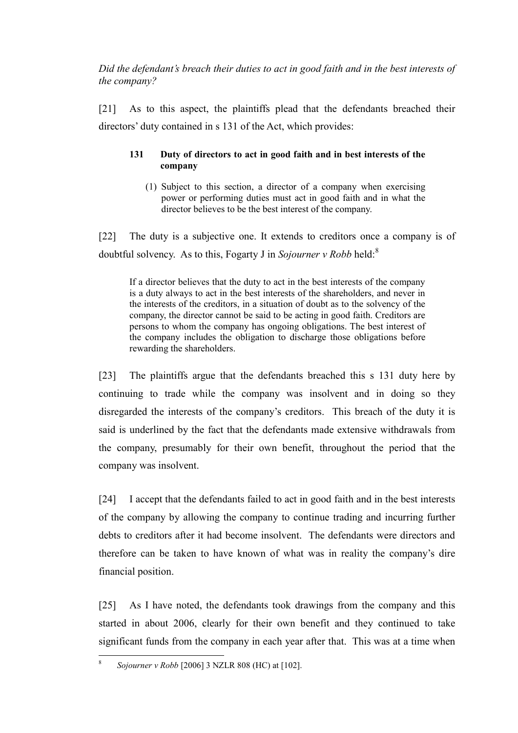*Did the defendant's breach their duties to act in good faith and in the best interests of the company?*

[21] As to this aspect, the plaintiffs plead that the defendants breached their directors' duty contained in s 131 of the Act, which provides:

> **131 Duty of directors to act in good faith and in best interests of the company**
>
> (1) Subject to this section, a director of a company when exercising power or performing duties must act in good faith and in what the director believes to be the best interest of the company.

[22] The duty is a subjective one. It extends to creditors once a company is of doubtful solvency. As to this, Fogarty J in *Sojourner v Robb* held:[8]

> If a director believes that the duty to act in the best interests of the company is a duty always to act in the best interests of the shareholders, and never in the interests of the creditors, in a situation of doubt as to the solvency of the company, the director cannot be said to be acting in good faith. Creditors are persons to whom the company has ongoing obligations. The best interest of the company includes the obligation to discharge those obligations before rewarding the shareholders.

[23] The plaintiffs argue that the defendants breached this s 131 duty here by continuing to trade while the company was insolvent and in doing so they disregarded the interests of the company's creditors. This breach of the duty it is said is underlined by the fact that the defendants made extensive withdrawals from the company, presumably for their own benefit, throughout the period that the company was insolvent.

[24] I accept that the defendants failed to act in good faith and in the best interests of the company by allowing the company to continue trading and incurring further debts to creditors after it had become insolvent. The defendants were directors and therefore can be taken to have known of what was in reality the company's dire financial position.

[25] As I have noted, the defendants took drawings from the company and this started in about 2006, clearly for their own benefit and they continued to take significant funds from the company in each year after that. This was at a time when

---

[8] *Sojourner v Robb* [2006] 3 NZLR 808 (HC) at [102].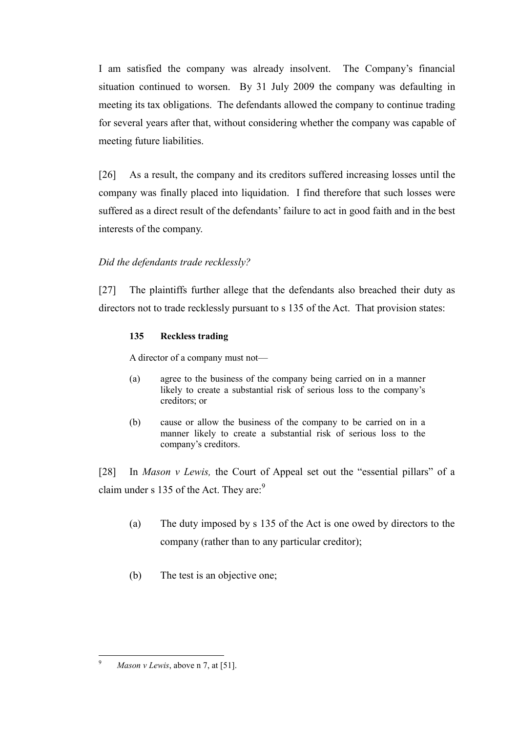I am satisfied the company was already insolvent. The Company's financial situation continued to worsen. By 31 July 2009 the company was defaulting in meeting its tax obligations. The defendants allowed the company to continue trading for several years after that, without considering whether the company was capable of meeting future liabilities.

[26] As a result, the company and its creditors suffered increasing losses until the company was finally placed into liquidation. I find therefore that such losses were suffered as a direct result of the defendants' failure to act in good faith and in the best interests of the company.

*Did the defendants trade recklessly?*

[27] The plaintiffs further allege that the defendants also breached their duty as directors not to trade recklessly pursuant to s 135 of the Act. That provision states:

> **135 Reckless trading**
>
> A director of a company must not—
>
> (a) agree to the business of the company being carried on in a manner likely to create a substantial risk of serious loss to the company's creditors; or
>
> (b) cause or allow the business of the company to be carried on in a manner likely to create a substantial risk of serious loss to the company's creditors.

[28] In *Mason v Lewis,* the Court of Appeal set out the "essential pillars" of a claim under s 135 of the Act. They are:[9]

(a) The duty imposed by s 135 of the Act is one owed by directors to the company (rather than to any particular creditor);

(b) The test is an objective one;

---

[9] *Mason v Lewis*, above n 7, at [51].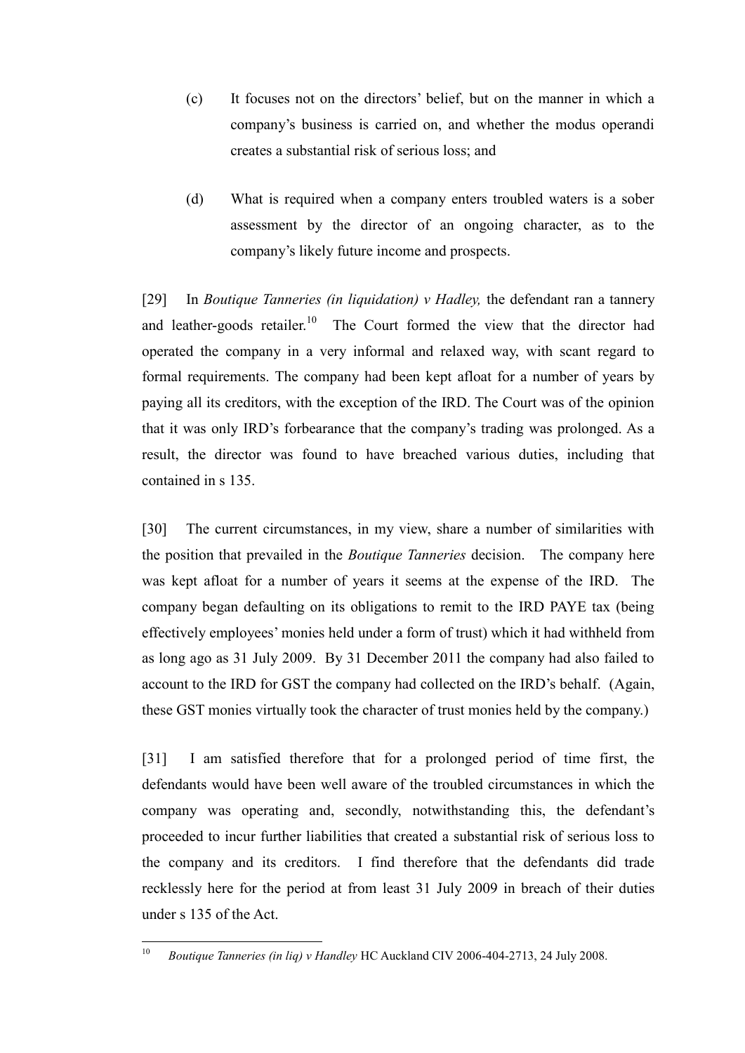(c) It focuses not on the directors' belief, but on the manner in which a company's business is carried on, and whether the modus operandi creates a substantial risk of serious loss; and

(d) What is required when a company enters troubled waters is a sober assessment by the director of an ongoing character, as to the company's likely future income and prospects.

[29] In *Boutique Tanneries (in liquidation) v Hadley,* the defendant ran a tannery and leather-goods retailer.[10] The Court formed the view that the director had operated the company in a very informal and relaxed way, with scant regard to formal requirements. The company had been kept afloat for a number of years by paying all its creditors, with the exception of the IRD. The Court was of the opinion that it was only IRD's forbearance that the company's trading was prolonged. As a result, the director was found to have breached various duties, including that contained in s 135.

[30] The current circumstances, in my view, share a number of similarities with the position that prevailed in the *Boutique Tanneries* decision. The company here was kept afloat for a number of years it seems at the expense of the IRD. The company began defaulting on its obligations to remit to the IRD PAYE tax (being effectively employees' monies held under a form of trust) which it had withheld from as long ago as 31 July 2009. By 31 December 2011 the company had also failed to account to the IRD for GST the company had collected on the IRD's behalf. (Again, these GST monies virtually took the character of trust monies held by the company.)

[31] I am satisfied therefore that for a prolonged period of time first, the defendants would have been well aware of the troubled circumstances in which the company was operating and, secondly, notwithstanding this, the defendant's proceeded to incur further liabilities that created a substantial risk of serious loss to the company and its creditors. I find therefore that the defendants did trade recklessly here for the period at from least 31 July 2009 in breach of their duties under s 135 of the Act.

---

[10] *Boutique Tanneries (in liq) v Handley* HC Auckland CIV 2006-404-2713, 24 July 2008.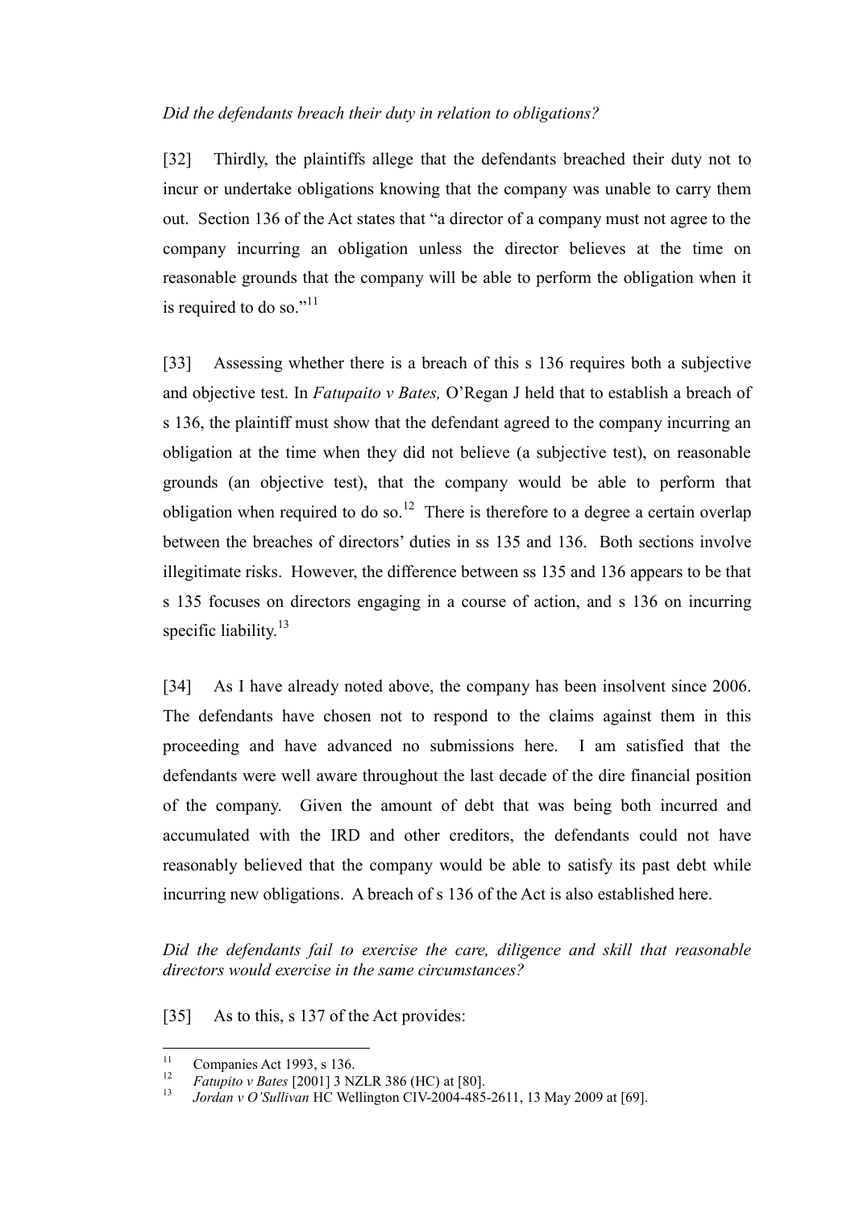*Did the defendants breach their duty in relation to obligations?*

[32] Thirdly, the plaintiffs allege that the defendants breached their duty not to incur or undertake obligations knowing that the company was unable to carry them out. Section 136 of the Act states that "a director of a company must not agree to the company incurring an obligation unless the director believes at the time on reasonable grounds that the company will be able to perform the obligation when it is required to do so."[11]

[33] Assessing whether there is a breach of this s 136 requires both a subjective and objective test. In *Fatupaito v Bates,* O'Regan J held that to establish a breach of s 136, the plaintiff must show that the defendant agreed to the company incurring an obligation at the time when they did not believe (a subjective test), on reasonable grounds (an objective test), that the company would be able to perform that obligation when required to do so.[12] There is therefore to a degree a certain overlap between the breaches of directors' duties in ss 135 and 136. Both sections involve illegitimate risks. However, the difference between ss 135 and 136 appears to be that s 135 focuses on directors engaging in a course of action, and s 136 on incurring specific liability.[13]

[34] As I have already noted above, the company has been insolvent since 2006. The defendants have chosen not to respond to the claims against them in this proceeding and have advanced no submissions here. I am satisfied that the defendants were well aware throughout the last decade of the dire financial position of the company. Given the amount of debt that was being both incurred and accumulated with the IRD and other creditors, the defendants could not have reasonably believed that the company would be able to satisfy its past debt while incurring new obligations. A breach of s 136 of the Act is also established here.

*Did the defendants fail to exercise the care, diligence and skill that reasonable directors would exercise in the same circumstances?*

[35] As to this, s 137 of the Act provides:

---

[11] Companies Act 1993, s 136.

[12] *Fatupito v Bates* [2001] 3 NZLR 386 (HC) at [80].

[13] *Jordan v O'Sullivan* HC Wellington CIV-2004-485-2611, 13 May 2009 at [69].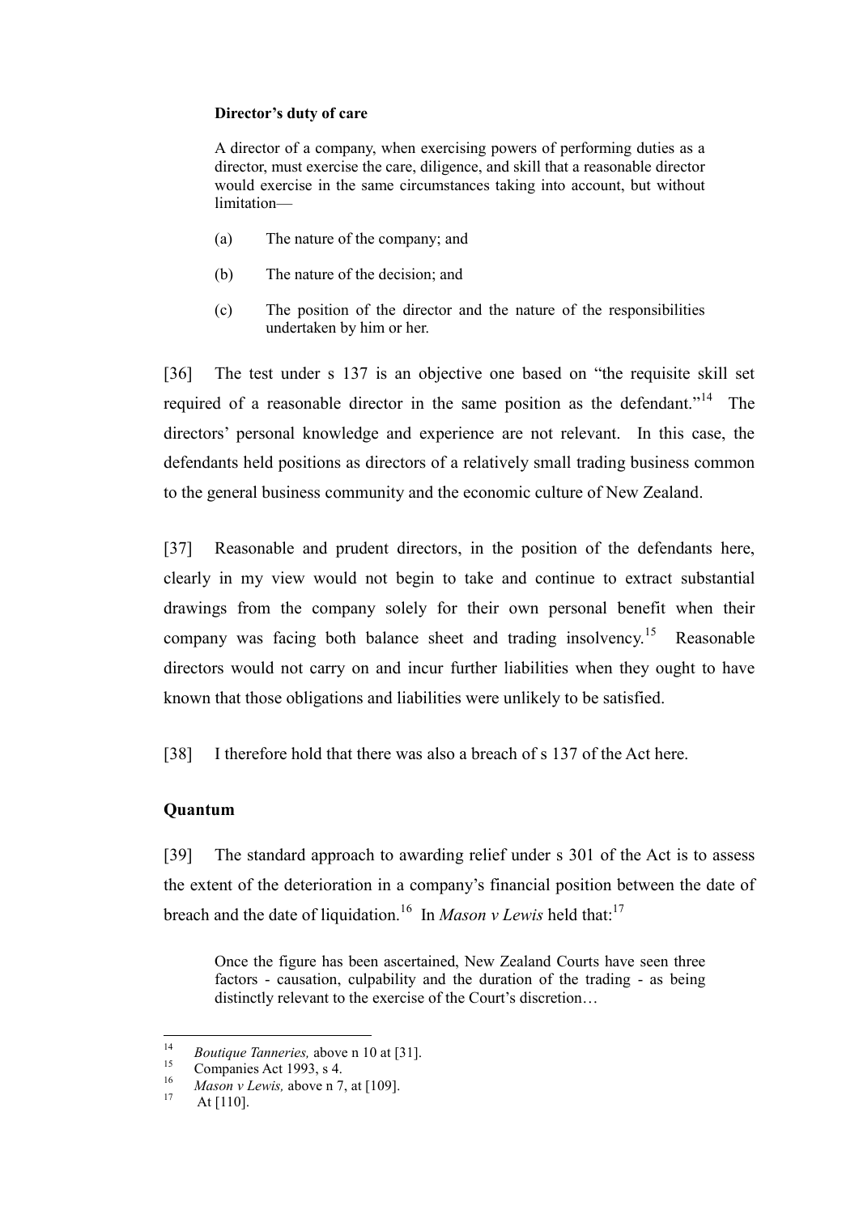**Director's duty of care**

> A director of a company, when exercising powers of performing duties as a director, must exercise the care, diligence, and skill that a reasonable director would exercise in the same circumstances taking into account, but without limitation—
>
> (a) The nature of the company; and
>
> (b) The nature of the decision; and
>
> (c) The position of the director and the nature of the responsibilities undertaken by him or her.

[36] The test under s 137 is an objective one based on "the requisite skill set required of a reasonable director in the same position as the defendant."[14] The directors' personal knowledge and experience are not relevant. In this case, the defendants held positions as directors of a relatively small trading business common to the general business community and the economic culture of New Zealand.

[37] Reasonable and prudent directors, in the position of the defendants here, clearly in my view would not begin to take and continue to extract substantial drawings from the company solely for their own personal benefit when their company was facing both balance sheet and trading insolvency.[15] Reasonable directors would not carry on and incur further liabilities when they ought to have known that those obligations and liabilities were unlikely to be satisfied.

[38] I therefore hold that there was also a breach of s 137 of the Act here.

## Quantum

[39] The standard approach to awarding relief under s 301 of the Act is to assess the extent of the deterioration in a company's financial position between the date of breach and the date of liquidation.[16] In *Mason v Lewis* held that:[17]

> Once the figure has been ascertained, New Zealand Courts have seen three factors - causation, culpability and the duration of the trading - as being distinctly relevant to the exercise of the Court's discretion…

---

[14] *Boutique Tanneries,* above n 10 at [31].

[15] Companies Act 1993, s 4.

[16] *Mason v Lewis,* above n 7, at [109].

[17] At [110].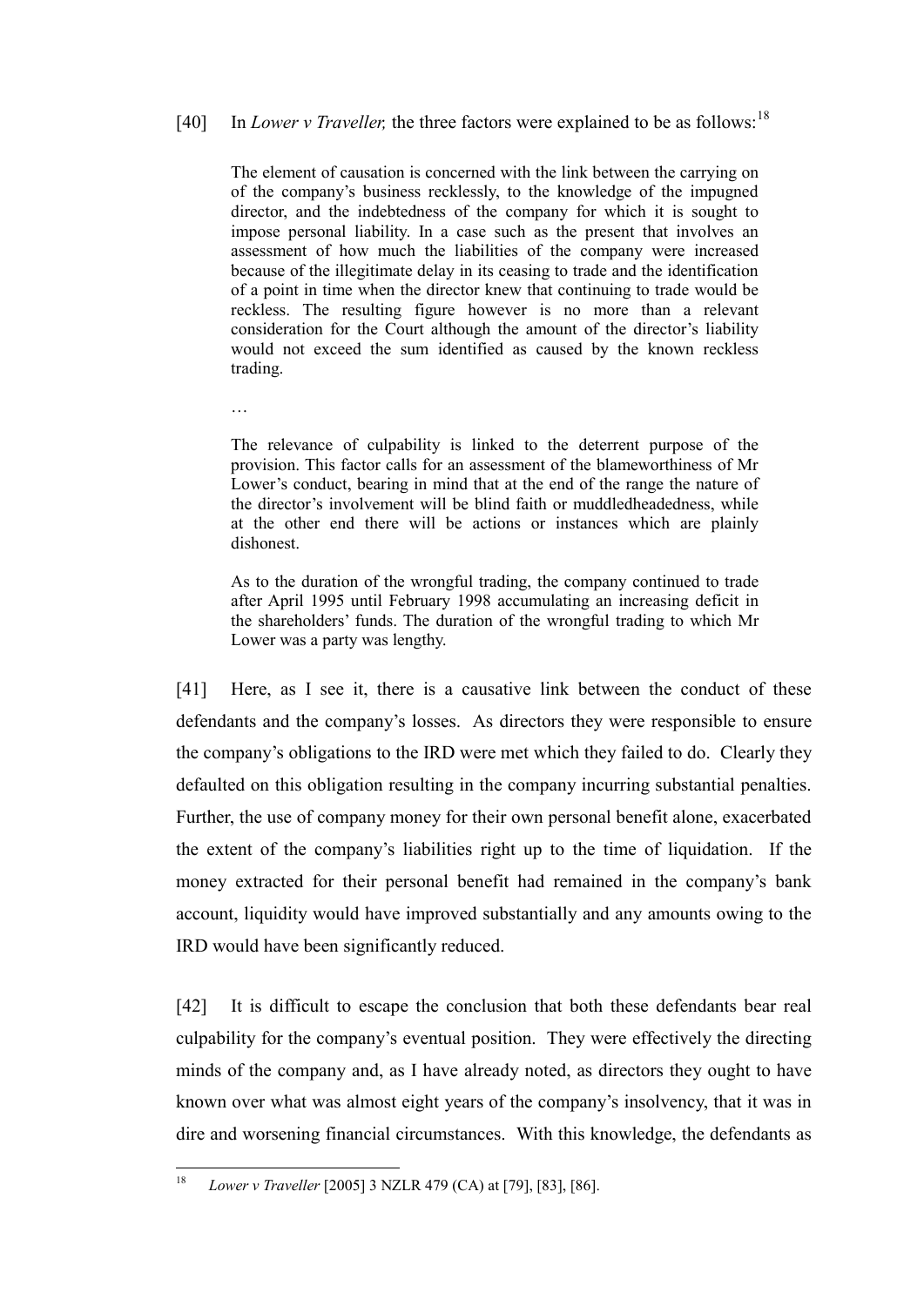[40] In *Lower v Traveller,* the three factors were explained to be as follows:[18]

> The element of causation is concerned with the link between the carrying on of the company's business recklessly, to the knowledge of the impugned director, and the indebtedness of the company for which it is sought to impose personal liability. In a case such as the present that involves an assessment of how much the liabilities of the company were increased because of the illegitimate delay in its ceasing to trade and the identification of a point in time when the director knew that continuing to trade would be reckless. The resulting figure however is no more than a relevant consideration for the Court although the amount of the director's liability would not exceed the sum identified as caused by the known reckless trading.
>
> …
>
> The relevance of culpability is linked to the deterrent purpose of the provision. This factor calls for an assessment of the blameworthiness of Mr Lower's conduct, bearing in mind that at the end of the range the nature of the director's involvement will be blind faith or muddledheadedness, while at the other end there will be actions or instances which are plainly dishonest.
>
> As to the duration of the wrongful trading, the company continued to trade after April 1995 until February 1998 accumulating an increasing deficit in the shareholders' funds. The duration of the wrongful trading to which Mr Lower was a party was lengthy.

[41] Here, as I see it, there is a causative link between the conduct of these defendants and the company's losses. As directors they were responsible to ensure the company's obligations to the IRD were met which they failed to do. Clearly they defaulted on this obligation resulting in the company incurring substantial penalties. Further, the use of company money for their own personal benefit alone, exacerbated the extent of the company's liabilities right up to the time of liquidation. If the money extracted for their personal benefit had remained in the company's bank account, liquidity would have improved substantially and any amounts owing to the IRD would have been significantly reduced.

[42] It is difficult to escape the conclusion that both these defendants bear real culpability for the company's eventual position. They were effectively the directing minds of the company and, as I have already noted, as directors they ought to have known over what was almost eight years of the company's insolvency, that it was in dire and worsening financial circumstances. With this knowledge, the defendants as

---

[18] *Lower v Traveller* [2005] 3 NZLR 479 (CA) at [79], [83], [86].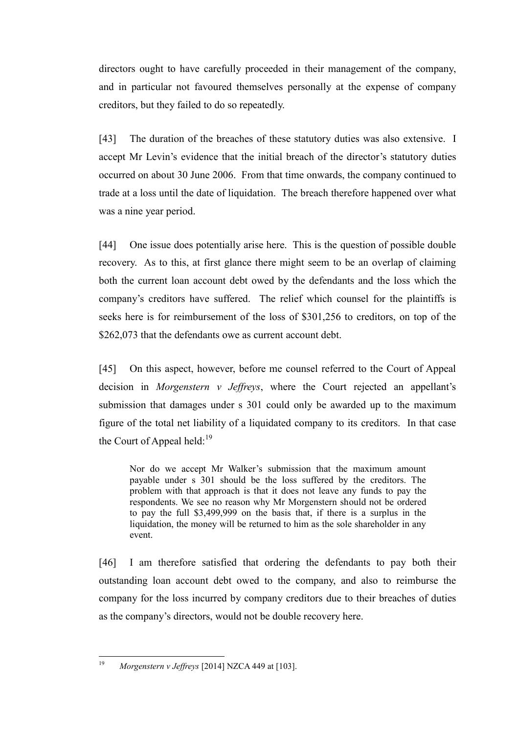directors ought to have carefully proceeded in their management of the company, and in particular not favoured themselves personally at the expense of company creditors, but they failed to do so repeatedly.

[43] The duration of the breaches of these statutory duties was also extensive. I accept Mr Levin's evidence that the initial breach of the director's statutory duties occurred on about 30 June 2006. From that time onwards, the company continued to trade at a loss until the date of liquidation. The breach therefore happened over what was a nine year period.

[44] One issue does potentially arise here. This is the question of possible double recovery. As to this, at first glance there might seem to be an overlap of claiming both the current loan account debt owed by the defendants and the loss which the company's creditors have suffered. The relief which counsel for the plaintiffs is seeks here is for reimbursement of the loss of $301,256 to creditors, on top of the $262,073 that the defendants owe as current account debt.

[45] On this aspect, however, before me counsel referred to the Court of Appeal decision in *Morgenstern v Jeffreys*, where the Court rejected an appellant's submission that damages under s 301 could only be awarded up to the maximum figure of the total net liability of a liquidated company to its creditors. In that case the Court of Appeal held:[19]

> Nor do we accept Mr Walker's submission that the maximum amount payable under s 301 should be the loss suffered by the creditors. The problem with that approach is that it does not leave any funds to pay the respondents. We see no reason why Mr Morgenstern should not be ordered to pay the full $3,499,999 on the basis that, if there is a surplus in the liquidation, the money will be returned to him as the sole shareholder in any event.

[46] I am therefore satisfied that ordering the defendants to pay both their outstanding loan account debt owed to the company, and also to reimburse the company for the loss incurred by company creditors due to their breaches of duties as the company's directors, would not be double recovery here.

---

[19] *Morgenstern v Jeffreys* [2014] NZCA 449 at [103].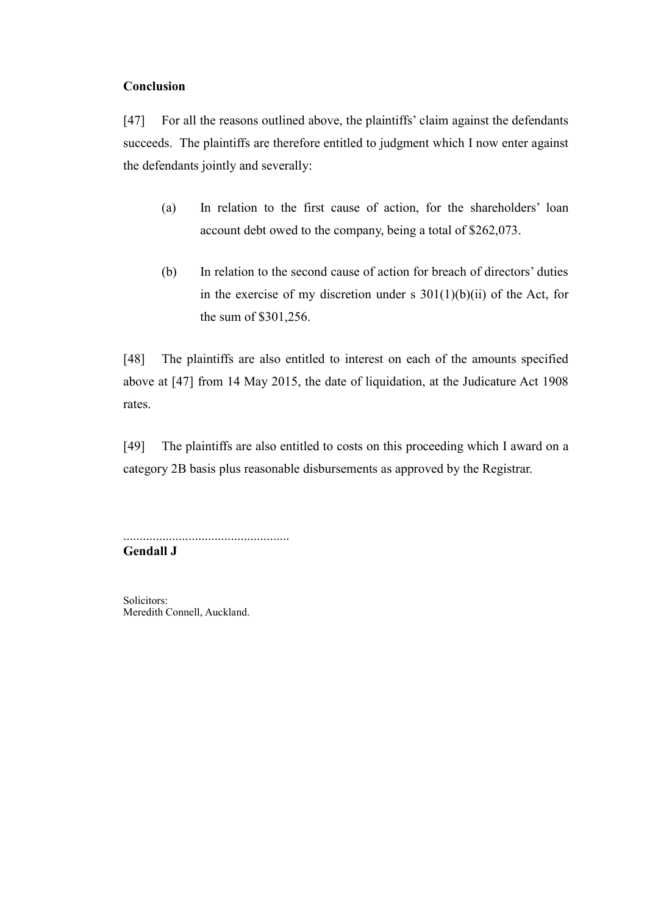**Conclusion**

[47] For all the reasons outlined above, the plaintiffs' claim against the defendants succeeds. The plaintiffs are therefore entitled to judgment which I now enter against the defendants jointly and severally:

(a) In relation to the first cause of action, for the shareholders' loan account debt owed to the company, being a total of $262,073.

(b) In relation to the second cause of action for breach of directors' duties in the exercise of my discretion under s 301(1)(b)(ii) of the Act, for the sum of $301,256.

[48] The plaintiffs are also entitled to interest on each of the amounts specified above at [47] from 14 May 2015, the date of liquidation, at the Judicature Act 1908 rates.

[49] The plaintiffs are also entitled to costs on this proceeding which I award on a category 2B basis plus reasonable disbursements as approved by the Registrar.

..................................................
**Gendall J**

Solicitors:
Meredith Connell, Auckland.